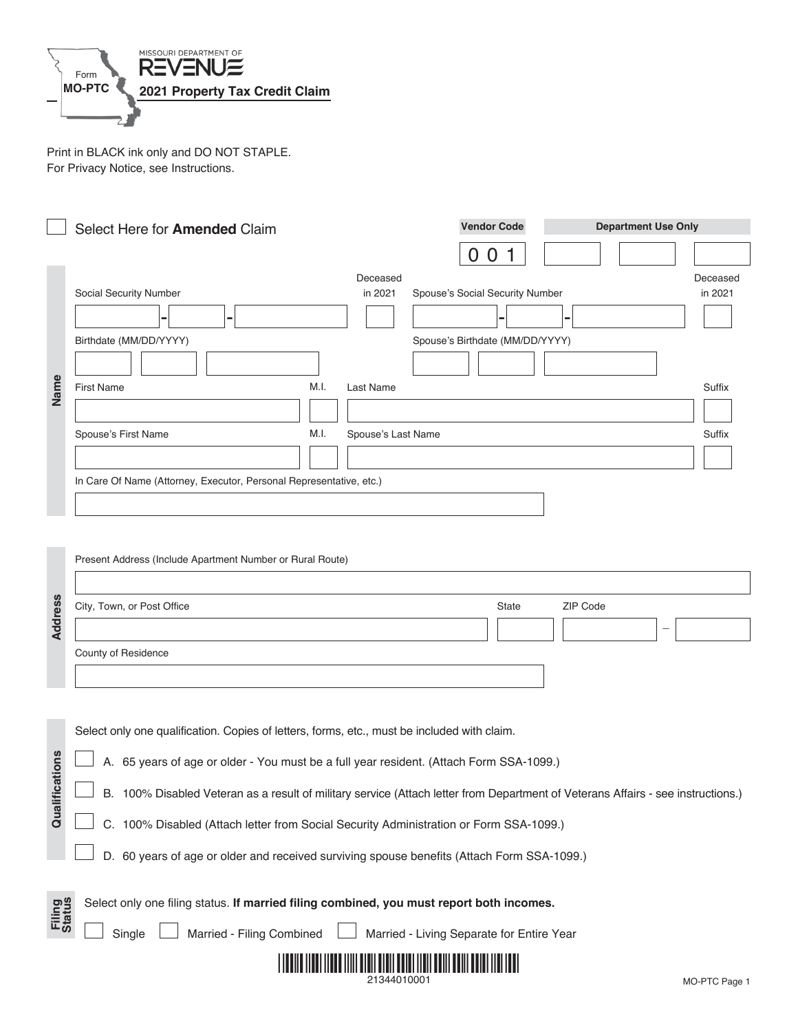Form **MO-PTC**

MISSOURI DEPARTMENT OF **REVENUE**

# 2021 Property Tax Credit Claim

Print in BLACK ink only and DO NOT STAPLE.
For Privacy Notice, see Instructions.

☐ Select Here for **Amended** Claim

**Vendor Code** 0 0 1 **Department Use Only**

## Name

Social Security Number ____ - ____ - ____ Deceased in 2021 ☐

Spouse's Social Security Number ____ - ____ - ____ Deceased in 2021 ☐

Birthdate (MM/DD/YYYY)

Spouse's Birthdate (MM/DD/YYYY)

First Name | M.I. | Last Name | Suffix

Spouse's First Name | M.I. | Spouse's Last Name | Suffix

In Care Of Name (Attorney, Executor, Personal Representative, etc.)

## Address

Present Address (Include Apartment Number or Rural Route)

City, Town, or Post Office | State | ZIP Code ____ – ____

County of Residence

## Qualifications

Select only one qualification. Copies of letters, forms, etc., must be included with claim.

☐ A. 65 years of age or older - You must be a full year resident. (Attach Form SSA-1099.)

☐ B. 100% Disabled Veteran as a result of military service (Attach letter from Department of Veterans Affairs - see instructions.)

☐ C. 100% Disabled (Attach letter from Social Security Administration or Form SSA-1099.)

☐ D. 60 years of age or older and received surviving spouse benefits (Attach Form SSA-1099.)

## Filing Status

Select only one filing status. **If married filing combined, you must report both incomes.**

☐ Single ☐ Married - Filing Combined ☐ Married - Living Separate for Entire Year

21344010001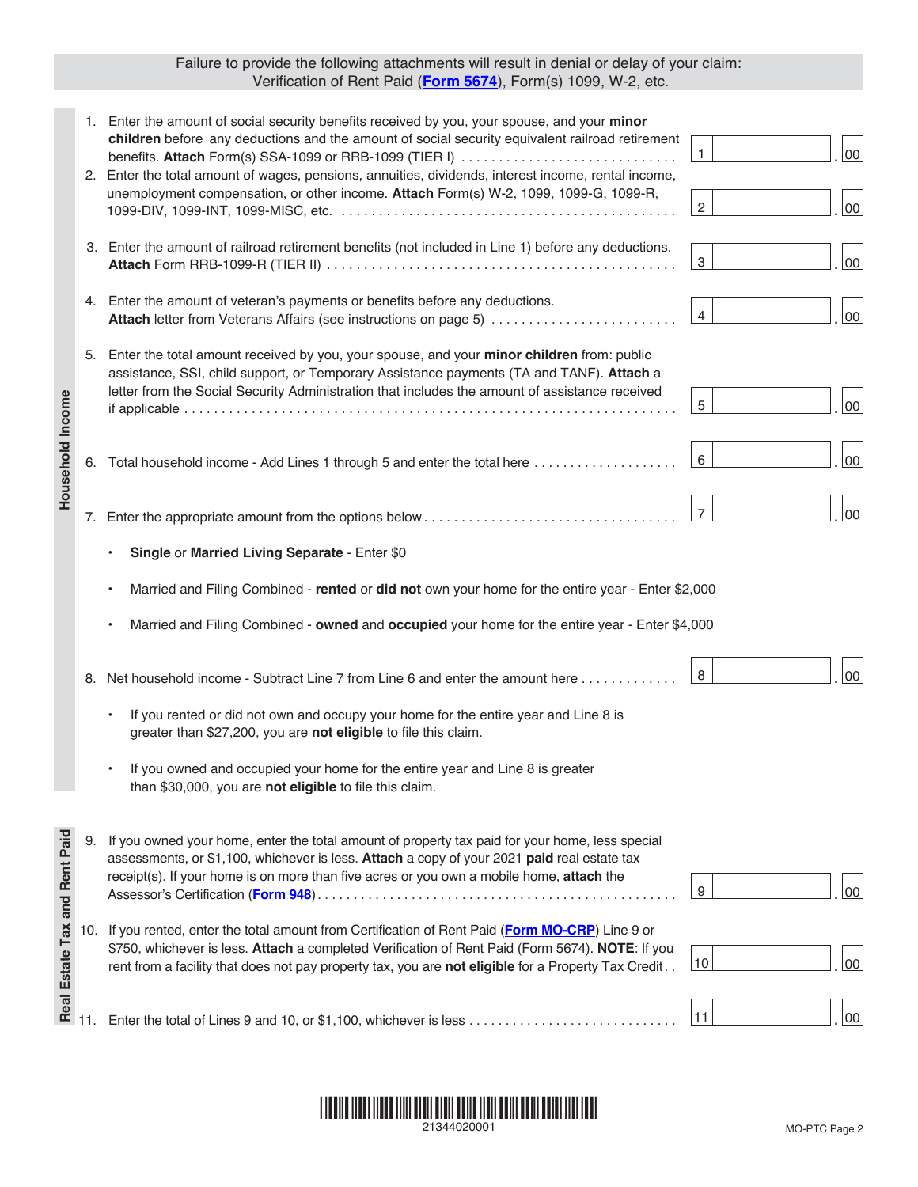**Failure to provide the following attachments will result in denial or delay of your claim: Verification of Rent Paid (Form 5674), Form(s) 1099, W-2, etc.**

## Household Income

1. Enter the amount of social security benefits received by you, your spouse, and your **minor children** before any deductions and the amount of social security equivalent railroad retirement benefits. **Attach** Form(s) SSA-1099 or RRB-1099 (TIER I) . . . . . . . . . . . . . . . . . . . . . . . . . . . . 1 ____ .00

2. Enter the total amount of wages, pensions, annuities, dividends, interest income, rental income, unemployment compensation, or other income. **Attach** Form(s) W-2, 1099, 1099-G, 1099-R, 1099-DIV, 1099-INT, 1099-MISC, etc. . . . . . . . . . . . . . . . . . . . . . . . . . . . . . . . . . . . . . . . . . . . . 2 ____ .00

3. Enter the amount of railroad retirement benefits (not included in Line 1) before any deductions. **Attach** Form RRB-1099-R (TIER II) . . . . . . . . . . . . . . . . . . . . . . . . . . . . . . . . . . . . . . . . . . . . . 3 ____ .00

4. Enter the amount of veteran's payments or benefits before any deductions. **Attach** letter from Veterans Affairs (see instructions on page 5) . . . . . . . . . . . . . . . . . . . . . . . . . 4 ____ .00

5. Enter the total amount received by you, your spouse, and your **minor children** from: public assistance, SSI, child support, or Temporary Assistance payments (TA and TANF). **Attach** a letter from the Social Security Administration that includes the amount of assistance received if applicable . . . . . . . . . . . . . . . . . . . . . . . . . . . . . . . . . . . . . . . . . . . . . . . . . . . . . . . . . . . . . 5 ____ .00

6. Total household income - Add Lines 1 through 5 and enter the total here . . . . . . . . . . . . . . . . . . . . 6 ____ .00

7. Enter the appropriate amount from the options below . . . . . . . . . . . . . . . . . . . . . . . . . . . . . . . . . 7 ____ .00

   - **Single** or **Married Living Separate** - Enter $0
   - Married and Filing Combined - **rented** or **did not** own your home for the entire year - Enter $2,000
   - Married and Filing Combined - **owned** and **occupied** your home for the entire year - Enter $4,000

8. Net household income - Subtract Line 7 from Line 6 and enter the amount here . . . . . . . . . . . . 8 ____ .00

   - If you rented or did not own and occupy your home for the entire year and Line 8 is greater than $27,200, you are **not eligible** to file this claim.
   - If you owned and occupied your home for the entire year and Line 8 is greater than $30,000, you are **not eligible** to file this claim.

## Real Estate Tax and Rent Paid

9. If you owned your home, enter the total amount of property tax paid for your home, less special assessments, or $1,100, whichever is less. **Attach** a copy of your 2021 **paid** real estate tax receipt(s). If your home is on more than five acres or you own a mobile home, **attach** the Assessor's Certification (Form 948) . . . . . . . . . . . . . . . . . . . . . . . . . . . . . . . . . . . . . . . . . . . . . . . . . 9 ____ .00

10. If you rented, enter the total amount from Certification of Rent Paid (Form MO-CRP) Line 9 or $750, whichever is less. **Attach** a completed Verification of Rent Paid (Form 5674). **NOTE**: If you rent from a facility that does not pay property tax, you are **not eligible** for a Property Tax Credit . . 10 ____ .00

11. Enter the total of Lines 9 and 10, or $1,100, whichever is less . . . . . . . . . . . . . . . . . . . . . . . . . . . 11 ____ .00

21344020001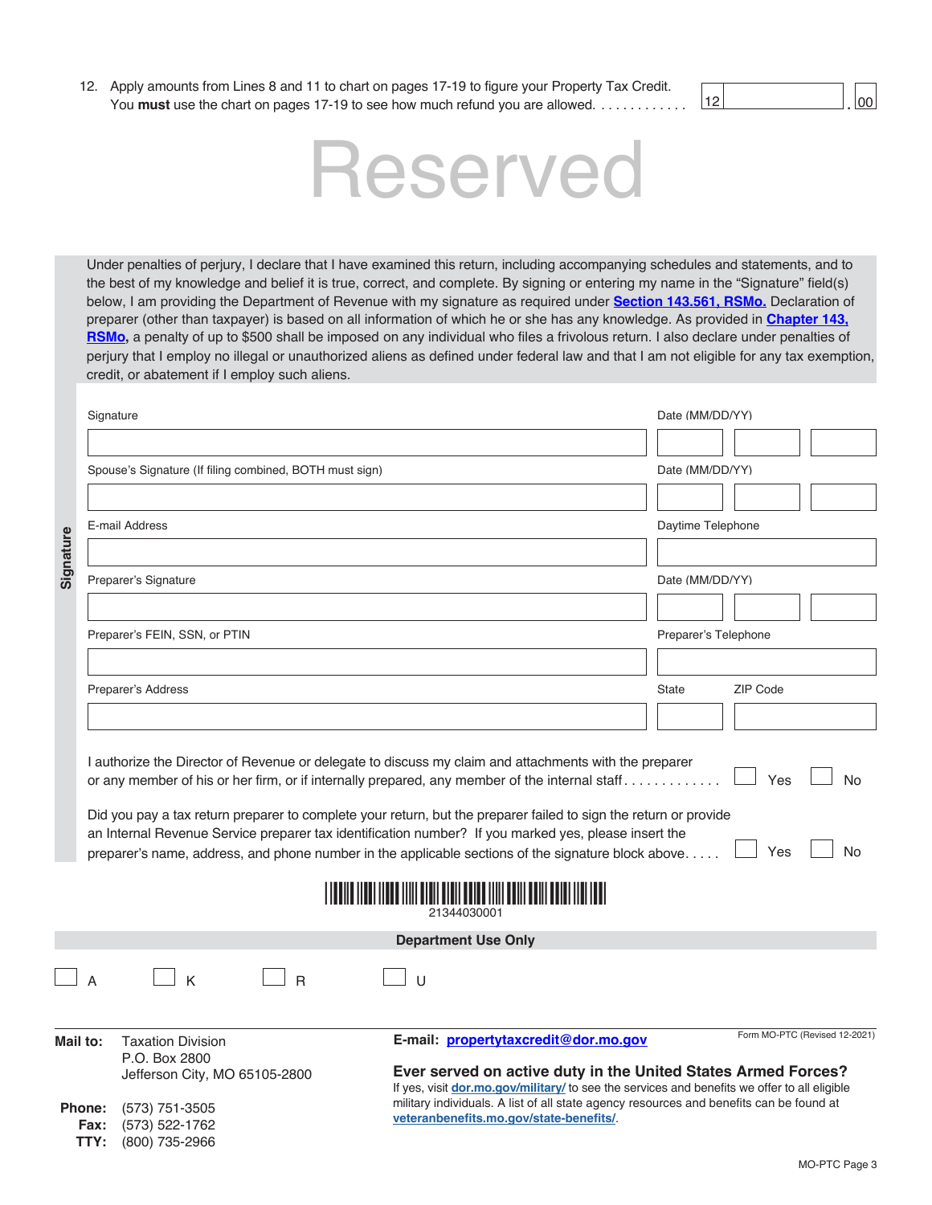12. Apply amounts from Lines 8 and 11 to chart on pages 17-19 to figure your Property Tax Credit. You **must** use the chart on pages 17-19 to see how much refund you are allowed. . . . . . . . . . . . 12 | . 00

Reserved

Under penalties of perjury, I declare that I have examined this return, including accompanying schedules and statements, and to the best of my knowledge and belief it is true, correct, and complete. By signing or entering my name in the "Signature" field(s) below, I am providing the Department of Revenue with my signature as required under **Section 143.561, RSMo.** Declaration of preparer (other than taxpayer) is based on all information of which he or she has any knowledge. As provided in **Chapter 143, RSMo,** a penalty of up to $500 shall be imposed on any individual who files a frivolous return. I also declare under penalties of perjury that I employ no illegal or unauthorized aliens as defined under federal law and that I am not eligible for any tax exemption, credit, or abatement if I employ such aliens.

**Signature**

| | |
|---|---|
| Signature | Date (MM/DD/YY) |
| Spouse's Signature (If filing combined, BOTH must sign) | Date (MM/DD/YY) |
| E-mail Address | Daytime Telephone |
| Preparer's Signature | Date (MM/DD/YY) |
| Preparer's FEIN, SSN, or PTIN | Preparer's Telephone |
| Preparer's Address | State / ZIP Code |

I authorize the Director of Revenue or delegate to discuss my claim and attachments with the preparer or any member of his or her firm, or if internally prepared, any member of the internal staff . . . . . . . . . . . . . ☐ Yes ☐ No

Did you pay a tax return preparer to complete your return, but the preparer failed to sign the return or provide an Internal Revenue Service preparer tax identification number? If you marked yes, please insert the preparer's name, address, and phone number in the applicable sections of the signature block above. . . . . ☐ Yes ☐ No

21344030001

**Department Use Only**

☐ A ☐ K ☐ R ☐ U

**Mail to:** Taxation Division
P.O. Box 2800
Jefferson City, MO 65105-2800

**Phone:** (573) 751-3505
**Fax:** (573) 522-1762
**TTY:** (800) 735-2966

**E-mail:** **propertytaxcredit@dor.mo.gov**

Form MO-PTC (Revised 12-2021)

**Ever served on active duty in the United States Armed Forces?**

If yes, visit **dor.mo.gov/military/** to see the services and benefits we offer to all eligible military individuals. A list of all state agency resources and benefits can be found at **veteranbenefits.mo.gov/state-benefits/**.